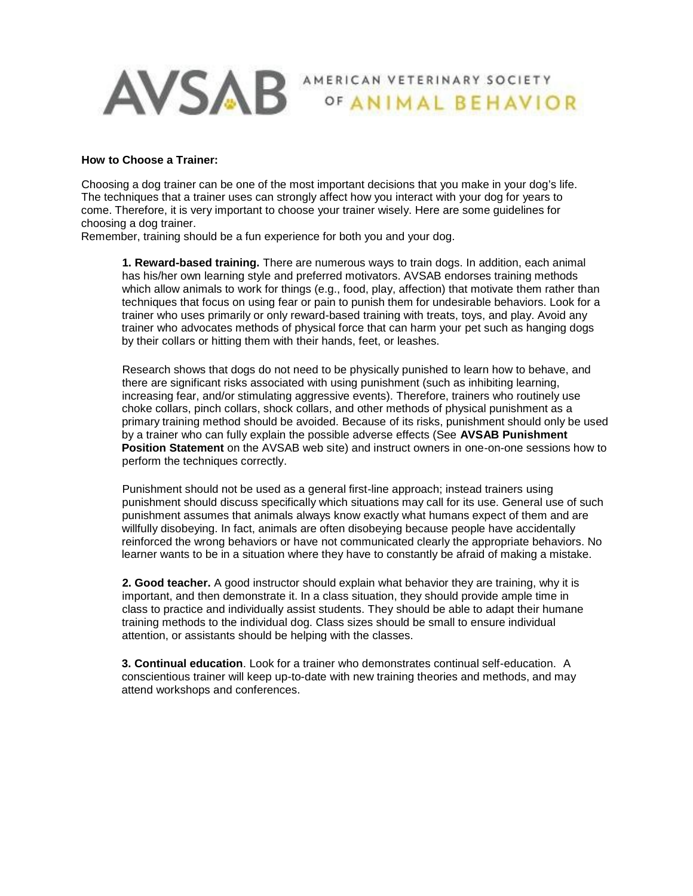AVSAB AMERICAN VETERINARY SOCIETY OF ANIMAL BEHAVIOR

**How to Choose a Trainer:**

Choosing a dog trainer can be one of the most important decisions that you make in your dog's life. The techniques that a trainer uses can strongly affect how you interact with your dog for years to come. Therefore, it is very important to choose your trainer wisely. Here are some guidelines for choosing a dog trainer.
Remember, training should be a fun experience for both you and your dog.

**1. Reward-based training.** There are numerous ways to train dogs. In addition, each animal has his/her own learning style and preferred motivators. AVSAB endorses training methods which allow animals to work for things (e.g., food, play, affection) that motivate them rather than techniques that focus on using fear or pain to punish them for undesirable behaviors. Look for a trainer who uses primarily or only reward-based training with treats, toys, and play. Avoid any trainer who advocates methods of physical force that can harm your pet such as hanging dogs by their collars or hitting them with their hands, feet, or leashes.

Research shows that dogs do not need to be physically punished to learn how to behave, and there are significant risks associated with using punishment (such as inhibiting learning, increasing fear, and/or stimulating aggressive events). Therefore, trainers who routinely use choke collars, pinch collars, shock collars, and other methods of physical punishment as a primary training method should be avoided. Because of its risks, punishment should only be used by a trainer who can fully explain the possible adverse effects (See **AVSAB Punishment Position Statement** on the AVSAB web site) and instruct owners in one-on-one sessions how to perform the techniques correctly.

Punishment should not be used as a general first-line approach; instead trainers using punishment should discuss specifically which situations may call for its use. General use of such punishment assumes that animals always know exactly what humans expect of them and are willfully disobeying. In fact, animals are often disobeying because people have accidentally reinforced the wrong behaviors or have not communicated clearly the appropriate behaviors. No learner wants to be in a situation where they have to constantly be afraid of making a mistake.

**2. Good teacher.** A good instructor should explain what behavior they are training, why it is important, and then demonstrate it. In a class situation, they should provide ample time in class to practice and individually assist students. They should be able to adapt their humane training methods to the individual dog. Class sizes should be small to ensure individual attention, or assistants should be helping with the classes.

**3. Continual education**. Look for a trainer who demonstrates continual self-education. A conscientious trainer will keep up-to-date with new training theories and methods, and may attend workshops and conferences.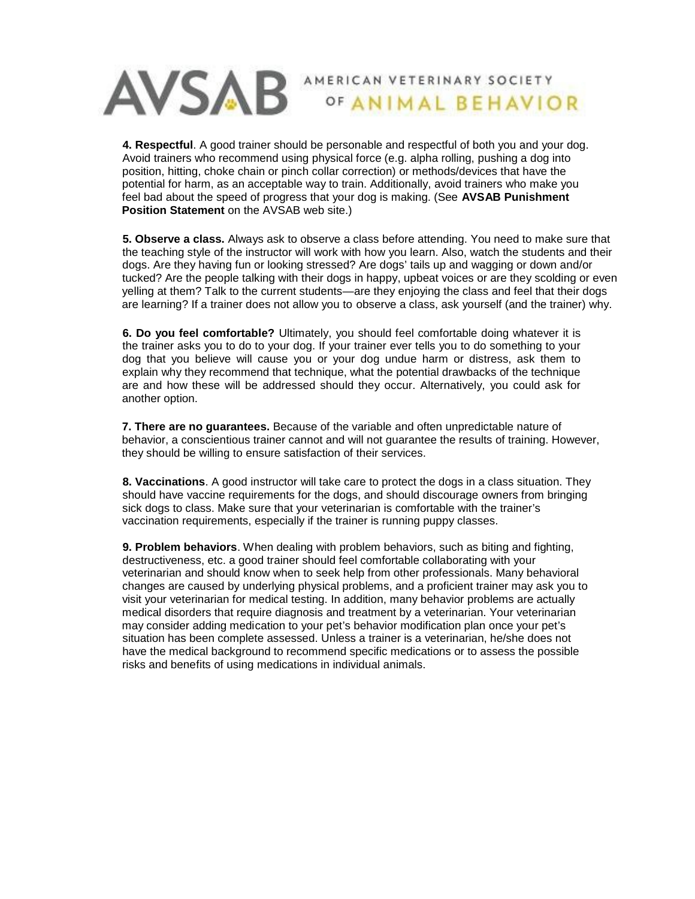**4. Respectful**. A good trainer should be personable and respectful of both you and your dog. Avoid trainers who recommend using physical force (e.g. alpha rolling, pushing a dog into position, hitting, choke chain or pinch collar correction) or methods/devices that have the potential for harm, as an acceptable way to train. Additionally, avoid trainers who make you feel bad about the speed of progress that your dog is making. (See **AVSAB Punishment Position Statement** on the AVSAB web site.)

**5. Observe a class.** Always ask to observe a class before attending. You need to make sure that the teaching style of the instructor will work with how you learn. Also, watch the students and their dogs. Are they having fun or looking stressed? Are dogs' tails up and wagging or down and/or tucked? Are the people talking with their dogs in happy, upbeat voices or are they scolding or even yelling at them? Talk to the current students—are they enjoying the class and feel that their dogs are learning? If a trainer does not allow you to observe a class, ask yourself (and the trainer) why.

**6. Do you feel comfortable?** Ultimately, you should feel comfortable doing whatever it is the trainer asks you to do to your dog. If your trainer ever tells you to do something to your dog that you believe will cause you or your dog undue harm or distress, ask them to explain why they recommend that technique, what the potential drawbacks of the technique are and how these will be addressed should they occur. Alternatively, you could ask for another option.

**7. There are no guarantees.** Because of the variable and often unpredictable nature of behavior, a conscientious trainer cannot and will not guarantee the results of training. However, they should be willing to ensure satisfaction of their services.

**8. Vaccinations**. A good instructor will take care to protect the dogs in a class situation. They should have vaccine requirements for the dogs, and should discourage owners from bringing sick dogs to class. Make sure that your veterinarian is comfortable with the trainer's vaccination requirements, especially if the trainer is running puppy classes.

**9. Problem behaviors**. When dealing with problem behaviors, such as biting and fighting, destructiveness, etc. a good trainer should feel comfortable collaborating with your veterinarian and should know when to seek help from other professionals. Many behavioral changes are caused by underlying physical problems, and a proficient trainer may ask you to visit your veterinarian for medical testing. In addition, many behavior problems are actually medical disorders that require diagnosis and treatment by a veterinarian. Your veterinarian may consider adding medication to your pet's behavior modification plan once your pet's situation has been complete assessed. Unless a trainer is a veterinarian, he/she does not have the medical background to recommend specific medications or to assess the possible risks and benefits of using medications in individual animals.